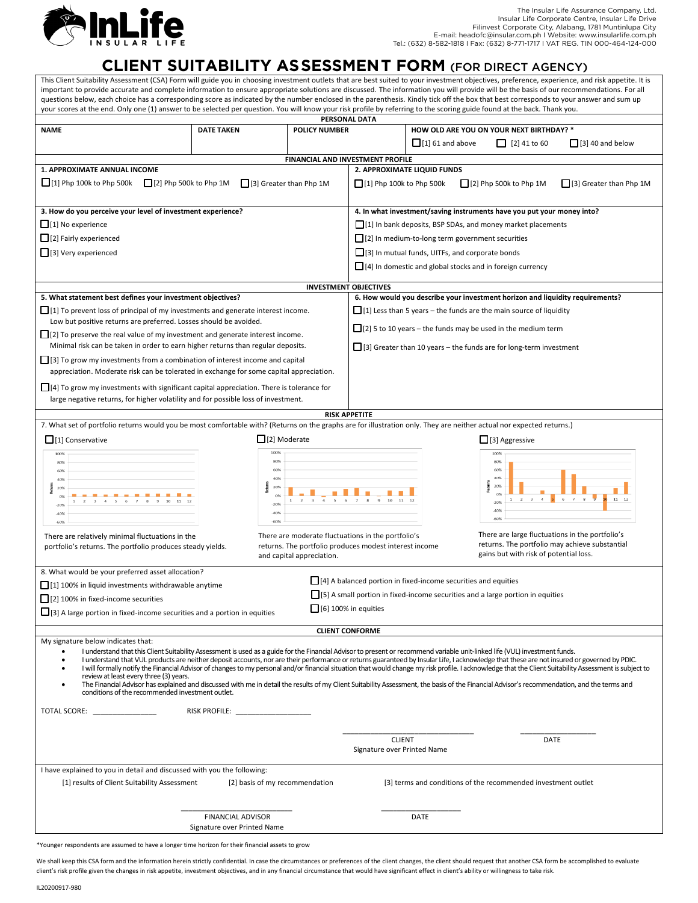InLife
INSULAR LIFE

The Insular Life Assurance Company, Ltd.
Insular Life Corporate Centre, Insular Life Drive
Filinvest Corporate City, Alabang, 1781 Muntinlupa City
E-mail: headofc@insular.com.ph I Website: www.insularlife.com.ph
Tel.: (632) 8-582-1818 I Fax: (632) 8-771-1717 I VAT REG. TIN 000-464-124-000

# CLIENT SUITABILITY ASSESSMENT FORM (FOR DIRECT AGENCY)

This Client Suitability Assessment (CSA) Form will guide you in choosing investment outlets that are best suited to your investment objectives, preference, experience, and risk appetite. It is important to provide accurate and complete information to ensure appropriate solutions are discussed. The information you will provide will be the basis of our recommendations. For all questions below, each choice has a corresponding score as indicated by the number enclosed in the parenthesis. Kindly tick off the box that best corresponds to your answer and sum up your scores at the end. Only one (1) answer to be selected per question. You will know your risk profile by referring to the scoring guide found at the back. Thank you.

## PERSONAL DATA

| NAME | DATE TAKEN | POLICY NUMBER | HOW OLD ARE YOU ON YOUR NEXT BIRTHDAY? * |
|---|---|---|---|
| | | | ☐ [1] 61 and above ☐ [2] 41 to 60 ☐ [3] 40 and below |

## FINANCIAL AND INVESTMENT PROFILE

**1. APPROXIMATE ANNUAL INCOME**

☐ [1] Php 100k to Php 500k ☐ [2] Php 500k to Php 1M ☐ [3] Greater than Php 1M

**2. APPROXIMATE LIQUID FUNDS**

☐ [1] Php 100k to Php 500k ☐ [2] Php 500k to Php 1M ☐ [3] Greater than Php 1M

**3. How do you perceive your level of investment experience?**

☐ [1] No experience
☐ [2] Fairly experienced
☐ [3] Very experienced

**4. In what investment/saving instruments have you put your money into?**

☐ [1] In bank deposits, BSP SDAs, and money market placements
☐ [2] In medium-to-long term government securities
☐ [3] In mutual funds, UITFs, and corporate bonds
☐ [4] In domestic and global stocks and in foreign currency

## INVESTMENT OBJECTIVES

**5. What statement best defines your investment objectives?**

☐ [1] To prevent loss of principal of my investments and generate interest income. Low but positive returns are preferred. Losses should be avoided.
☐ [2] To preserve the real value of my investment and generate interest income. Minimal risk can be taken in order to earn higher returns than regular deposits.
☐ [3] To grow my investments from a combination of interest income and capital appreciation. Moderate risk can be tolerated in exchange for some capital appreciation.
☐ [4] To grow my investments with significant capital appreciation. There is tolerance for large negative returns, for higher volatility and for possible loss of investment.

**6. How would you describe your investment horizon and liquidity requirements?**

☐ [1] Less than 5 years – the funds are the main source of liquidity
☐ [2] 5 to 10 years – the funds may be used in the medium term
☐ [3] Greater than 10 years – the funds are for long-term investment

## RISK APPETITE

7. What set of portfolio returns would you be most comfortable with? (Returns on the graphs are for illustration only. They are neither actual nor expected returns.)

☐ [1] Conservative

There are relatively minimal fluctuations in the portfolio's returns. The portfolio produces steady yields.

☐ [2] Moderate

There are moderate fluctuations in the portfolio's returns. The portfolio produces modest interest income and capital appreciation.

☐ [3] Aggressive

There are large fluctuations in the portfolio's returns. The portfolio may achieve substantial gains but with risk of potential loss.

8. What would be your preferred asset allocation?

☐ [1] 100% in liquid investments withdrawable anytime
☐ [2] 100% in fixed-income securities
☐ [3] A large portion in fixed-income securities and a portion in equities
☐ [4] A balanced portion in fixed-income securities and equities
☐ [5] A small portion in fixed-income securities and a large portion in equities
☐ [6] 100% in equities

## CLIENT CONFORME

My signature below indicates that:

- I understand that this Client Suitability Assessment is used as a guide for the Financial Advisor to present or recommend variable unit-linked life (VUL) investment funds.
- I understand that VUL products are neither deposit accounts, nor are their performance or returns guaranteed by Insular Life, I acknowledge that these are not insured or governed by PDIC.
- I will formally notify the Financial Advisor of changes to my personal and/or financial situation that would change my risk profile. I acknowledge that the Client Suitability Assessment is subject to review at least every three (3) years.
- The Financial Advisor has explained and discussed with me in detail the results of my Client Suitability Assessment, the basis of the Financial Advisor's recommendation, and the terms and conditions of the recommended investment outlet.

TOTAL SCORE: ______________ RISK PROFILE: ________________

______________________________ CLIENT
Signature over Printed Name

________________ DATE

I have explained to you in detail and discussed with you the following:

[1] results of Client Suitability Assessment [2] basis of my recommendation [3] terms and conditions of the recommended investment outlet

______________________________ FINANCIAL ADVISOR
Signature over Printed Name

________________ DATE

*Younger respondents are assumed to have a longer time horizon for their financial assets to grow

We shall keep this CSA form and the information herein strictly confidential. In case the circumstances or preferences of the client changes, the client should request that another CSA form be accomplished to evaluate client's risk profile given the changes in risk appetite, investment objectives, and in any financial circumstance that would have significant effect in client's ability or willingness to take risk.

IL20200917-980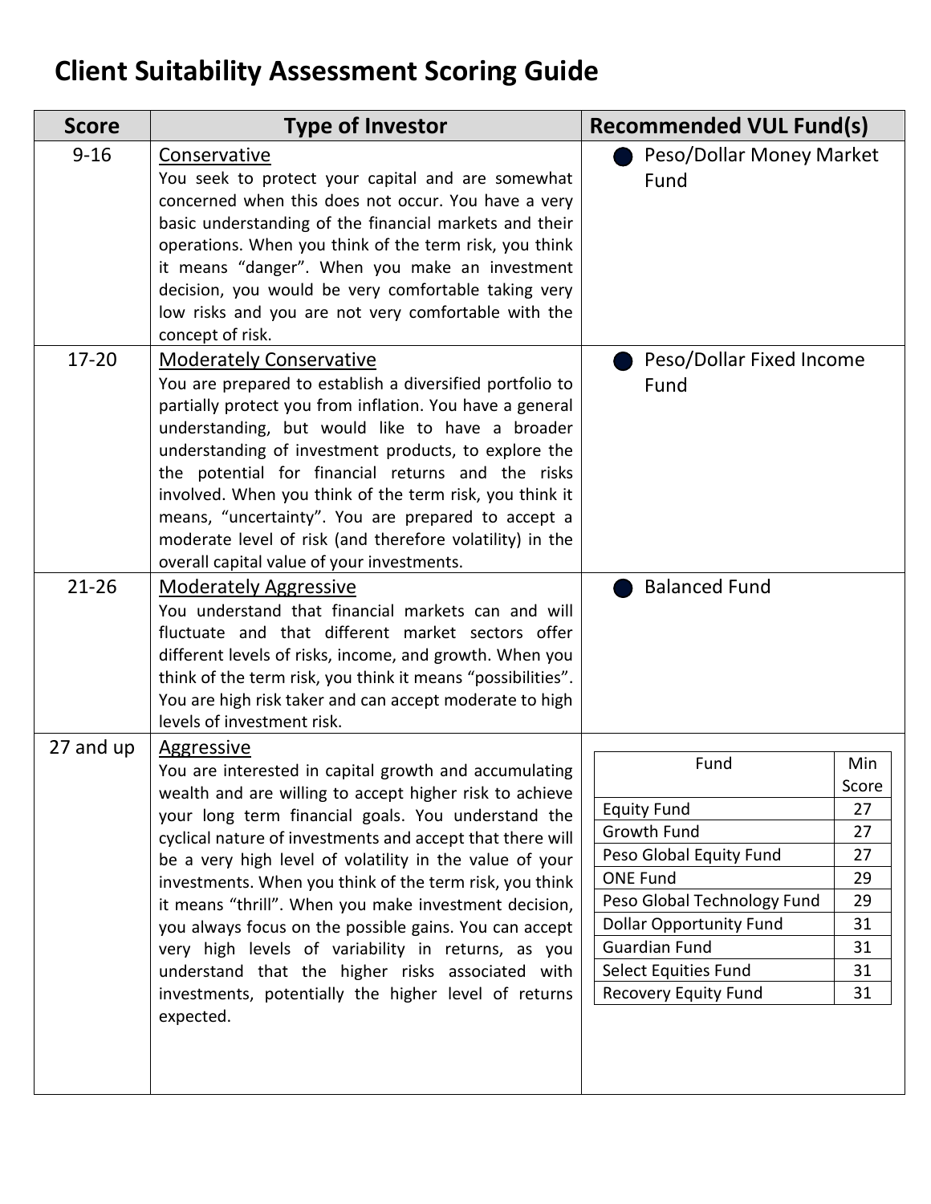# Client Suitability Assessment Scoring Guide

| Score | Type of Investor | Recommended VUL Fund(s) |
|---|---|---|
| 9-16 | Conservative<br>You seek to protect your capital and are somewhat concerned when this does not occur. You have a very basic understanding of the financial markets and their operations. When you think of the term risk, you think it means "danger". When you make an investment decision, you would be very comfortable taking very low risks and you are not very comfortable with the concept of risk. | Peso/Dollar Money Market Fund |
| 17-20 | Moderately Conservative<br>You are prepared to establish a diversified portfolio to partially protect you from inflation. You have a general understanding, but would like to have a broader understanding of investment products, to explore the the potential for financial returns and the risks involved. When you think of the term risk, you think it means, "uncertainty". You are prepared to accept a moderate level of risk (and therefore volatility) in the overall capital value of your investments. | Peso/Dollar Fixed Income Fund |
| 21-26 | Moderately Aggressive<br>You understand that financial markets can and will fluctuate and that different market sectors offer different levels of risks, income, and growth. When you think of the term risk, you think it means "possibilities". You are high risk taker and can accept moderate to high levels of investment risk. | Balanced Fund |
| 27 and up | Aggressive<br>You are interested in capital growth and accumulating wealth and are willing to accept higher risk to achieve your long term financial goals. You understand the cyclical nature of investments and accept that there will be a very high level of volatility in the value of your investments. When you think of the term risk, you think it means "thrill". When you make investment decision, you always focus on the possible gains. You can accept very high levels of variability in returns, as you understand that the higher risks associated with investments, potentially the higher level of returns expected. | See table below |

| Fund | Min Score |
|---|---|
| Equity Fund | 27 |
| Growth Fund | 27 |
| Peso Global Equity Fund | 27 |
| ONE Fund | 29 |
| Peso Global Technology Fund | 29 |
| Dollar Opportunity Fund | 31 |
| Guardian Fund | 31 |
| Select Equities Fund | 31 |
| Recovery Equity Fund | 31 |